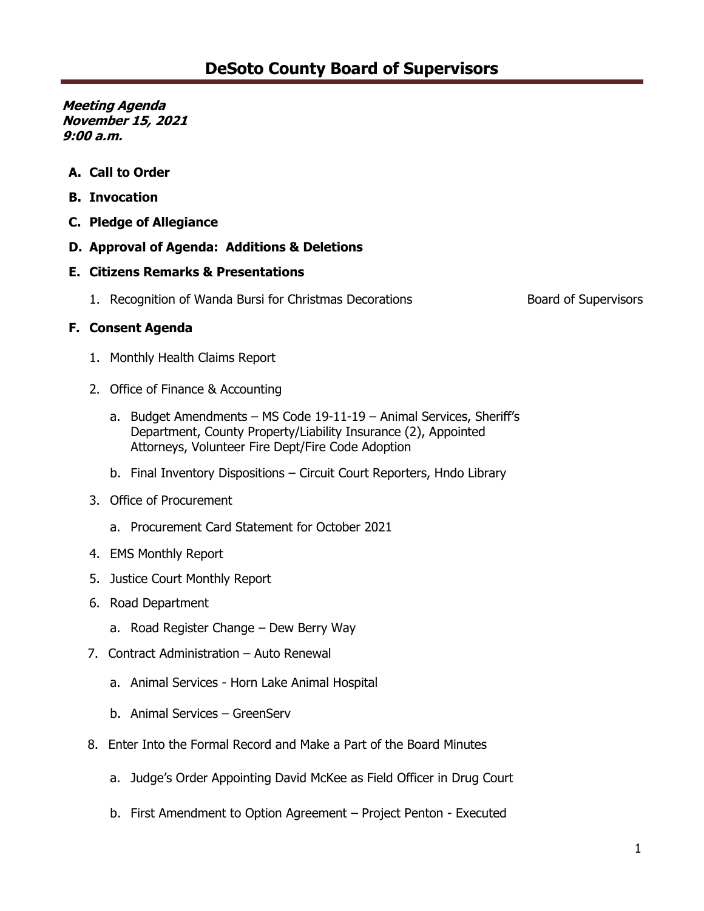# DeSoto County Board of Supervisors

***Meeting Agenda***
***November 15, 2021***
***9:00 a.m.***

**A. Call to Order**

**B. Invocation**

**C. Pledge of Allegiance**

**D. Approval of Agenda: Additions & Deletions**

**E. Citizens Remarks & Presentations**

1. Recognition of Wanda Bursi for Christmas Decorations — Board of Supervisors

**F. Consent Agenda**

1. Monthly Health Claims Report
2. Office of Finance & Accounting
   a. Budget Amendments – MS Code 19-11-19 – Animal Services, Sheriff's Department, County Property/Liability Insurance (2), Appointed Attorneys, Volunteer Fire Dept/Fire Code Adoption
   b. Final Inventory Dispositions – Circuit Court Reporters, Hndo Library
3. Office of Procurement
   a. Procurement Card Statement for October 2021
4. EMS Monthly Report
5. Justice Court Monthly Report
6. Road Department
   a. Road Register Change – Dew Berry Way
7. Contract Administration – Auto Renewal
   a. Animal Services - Horn Lake Animal Hospital
   b. Animal Services – GreenServ
8. Enter Into the Formal Record and Make a Part of the Board Minutes
   a. Judge's Order Appointing David McKee as Field Officer in Drug Court
   b. First Amendment to Option Agreement – Project Penton - Executed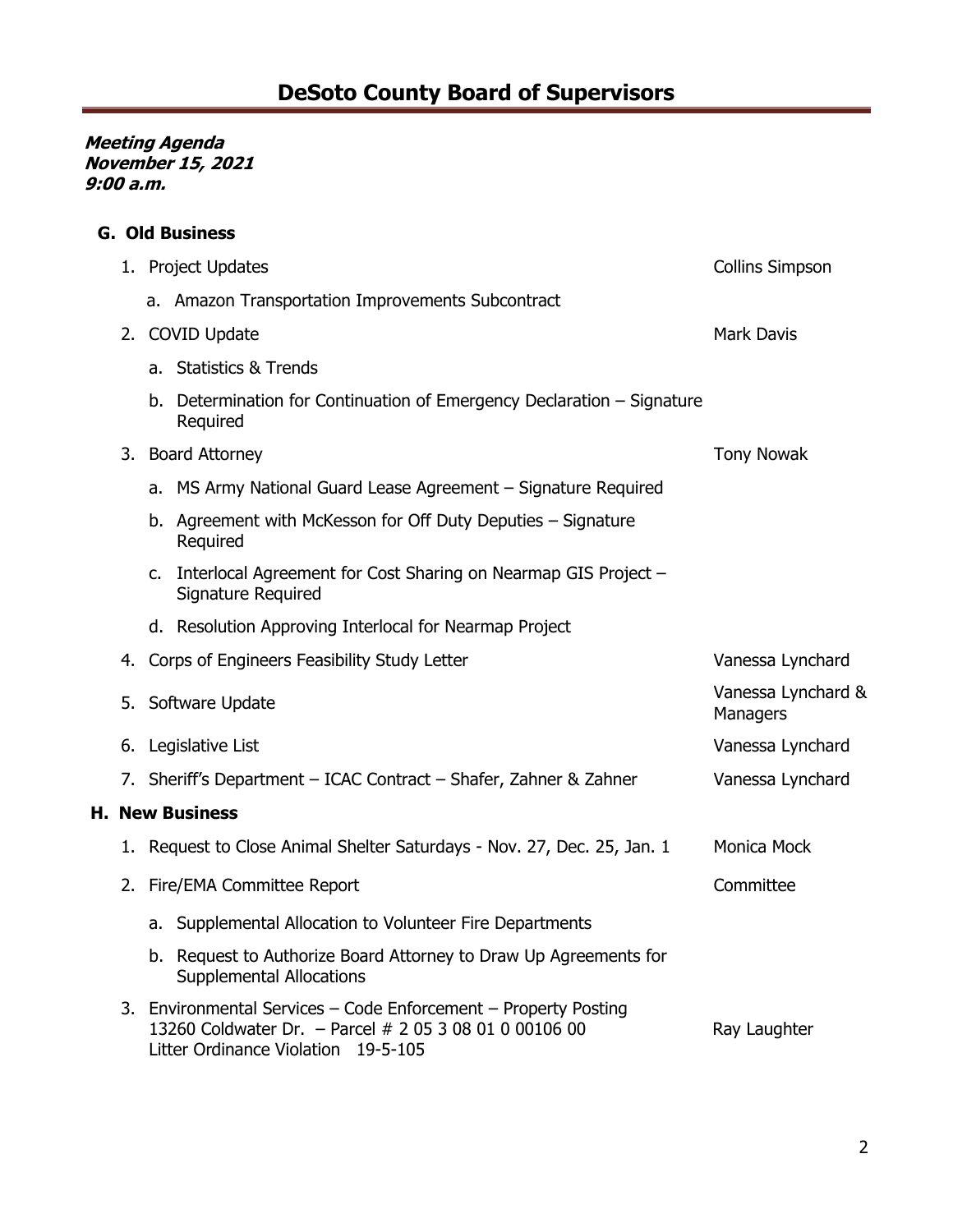# DeSoto County Board of Supervisors

***Meeting Agenda***
***November 15, 2021***
***9:00 a.m.***

## G. Old Business

1. Project Updates — Collins Simpson
   a. Amazon Transportation Improvements Subcontract
2. COVID Update — Mark Davis
   a. Statistics & Trends
   b. Determination for Continuation of Emergency Declaration – Signature Required
3. Board Attorney — Tony Nowak
   a. MS Army National Guard Lease Agreement – Signature Required
   b. Agreement with McKesson for Off Duty Deputies – Signature Required
   c. Interlocal Agreement for Cost Sharing on Nearmap GIS Project – Signature Required
   d. Resolution Approving Interlocal for Nearmap Project
4. Corps of Engineers Feasibility Study Letter — Vanessa Lynchard
5. Software Update — Vanessa Lynchard & Managers
6. Legislative List — Vanessa Lynchard
7. Sheriff's Department – ICAC Contract – Shafer, Zahner & Zahner — Vanessa Lynchard

## H. New Business

1. Request to Close Animal Shelter Saturdays - Nov. 27, Dec. 25, Jan. 1 — Monica Mock
2. Fire/EMA Committee Report — Committee
   a. Supplemental Allocation to Volunteer Fire Departments
   b. Request to Authorize Board Attorney to Draw Up Agreements for Supplemental Allocations
3. Environmental Services – Code Enforcement – Property Posting
   13260 Coldwater Dr. – Parcel # 2 05 3 08 01 0 00106 00
   Litter Ordinance Violation 19-5-105 — Ray Laughter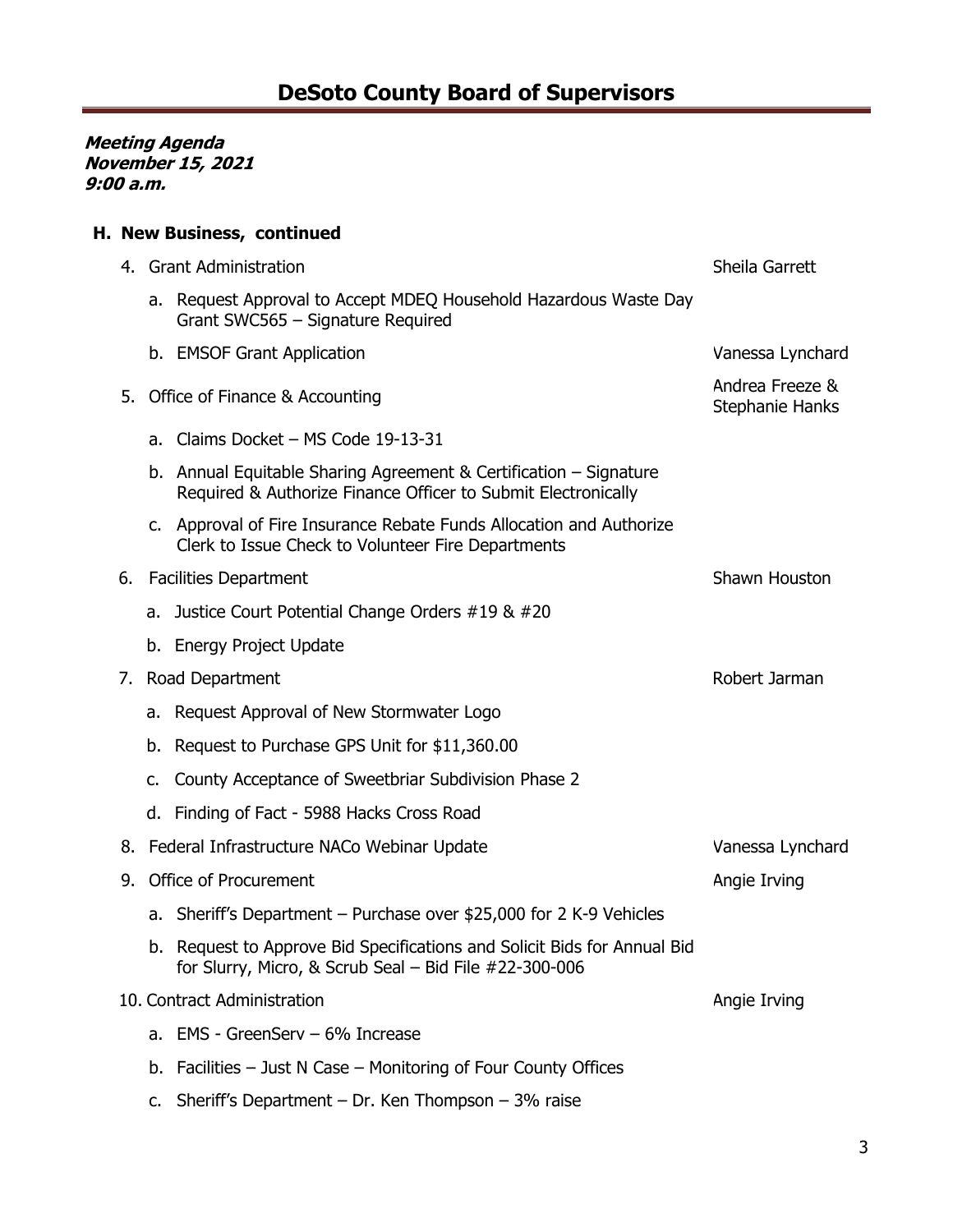# DeSoto County Board of Supervisors

***Meeting Agenda***
***November 15, 2021***
***9:00 a.m.***

**H. New Business, continued**

4. Grant Administration — Sheila Garrett
   a. Request Approval to Accept MDEQ Household Hazardous Waste Day Grant SWC565 – Signature Required
   b. EMSOF Grant Application — Vanessa Lynchard
5. Office of Finance & Accounting — Andrea Freeze & Stephanie Hanks
   a. Claims Docket – MS Code 19-13-31
   b. Annual Equitable Sharing Agreement & Certification – Signature Required & Authorize Finance Officer to Submit Electronically
   c. Approval of Fire Insurance Rebate Funds Allocation and Authorize Clerk to Issue Check to Volunteer Fire Departments
6. Facilities Department — Shawn Houston
   a. Justice Court Potential Change Orders #19 & #20
   b. Energy Project Update
7. Road Department — Robert Jarman
   a. Request Approval of New Stormwater Logo
   b. Request to Purchase GPS Unit for $11,360.00
   c. County Acceptance of Sweetbriar Subdivision Phase 2
   d. Finding of Fact - 5988 Hacks Cross Road
8. Federal Infrastructure NACo Webinar Update — Vanessa Lynchard
9. Office of Procurement — Angie Irving
   a. Sheriff's Department – Purchase over $25,000 for 2 K-9 Vehicles
   b. Request to Approve Bid Specifications and Solicit Bids for Annual Bid for Slurry, Micro, & Scrub Seal – Bid File #22-300-006
10. Contract Administration — Angie Irving
    a. EMS - GreenServ – 6% Increase
    b. Facilities – Just N Case – Monitoring of Four County Offices
    c. Sheriff's Department – Dr. Ken Thompson – 3% raise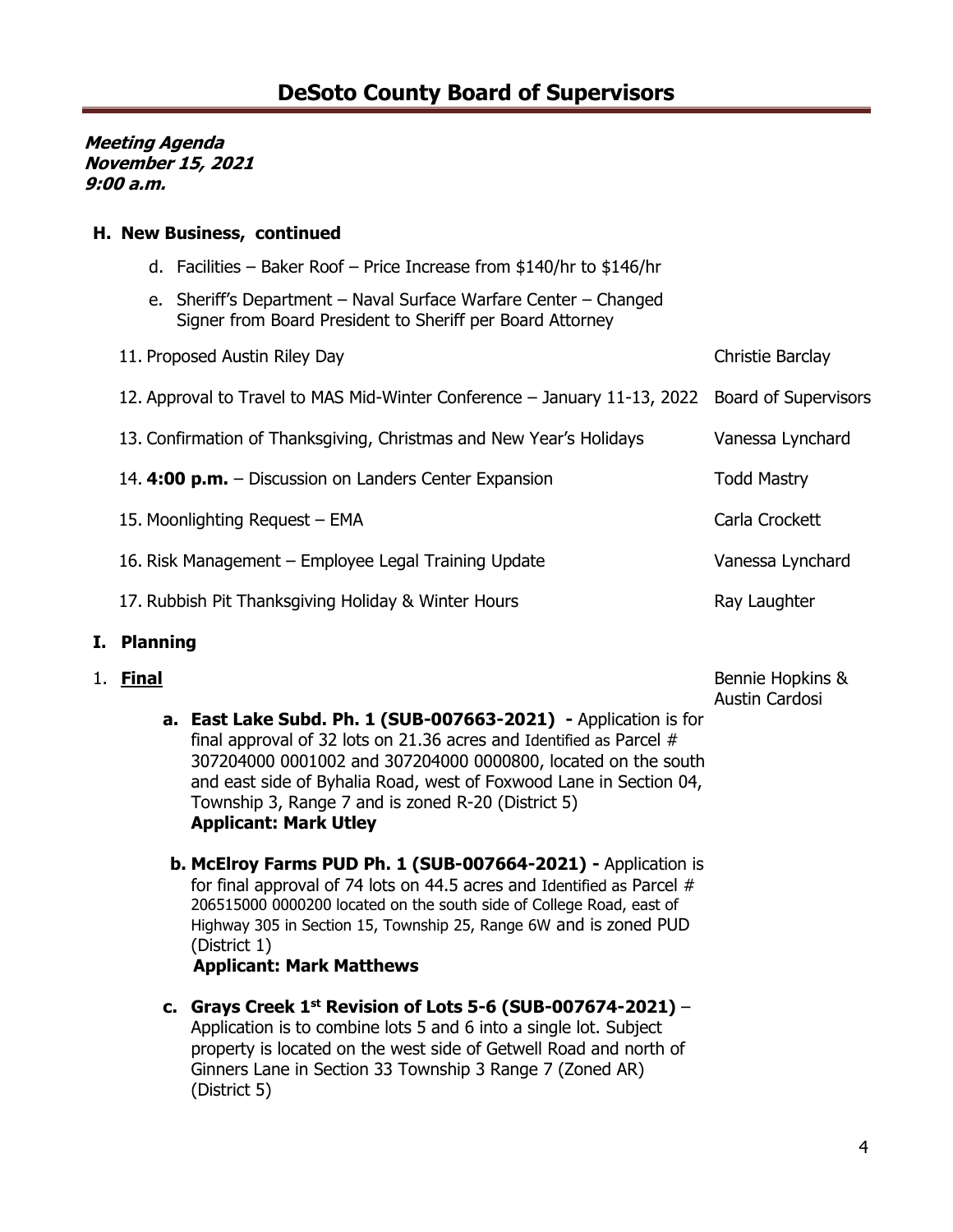# DeSoto County Board of Supervisors

***Meeting Agenda***
***November 15, 2021***
***9:00 a.m.***

**H. New Business, continued**

d. Facilities – Baker Roof – Price Increase from \$140/hr to \$146/hr

e. Sheriff's Department – Naval Surface Warfare Center – Changed Signer from Board President to Sheriff per Board Attorney

| | |
|---|---|
| 11. Proposed Austin Riley Day | Christie Barclay |
| 12. Approval to Travel to MAS Mid-Winter Conference – January 11-13, 2022 | Board of Supervisors |
| 13. Confirmation of Thanksgiving, Christmas and New Year's Holidays | Vanessa Lynchard |
| 14. **4:00 p.m.** – Discussion on Landers Center Expansion | Todd Mastry |
| 15. Moonlighting Request – EMA | Carla Crockett |
| 16. Risk Management – Employee Legal Training Update | Vanessa Lynchard |
| 17. Rubbish Pit Thanksgiving Holiday & Winter Hours | Ray Laughter |

**I. Planning**

1. **Final** — Bennie Hopkins & Austin Cardosi

   **a. East Lake Subd. Ph. 1 (SUB-007663-2021) -** Application is for final approval of 32 lots on 21.36 acres and Identified as Parcel # 307204000 0001002 and 307204000 0000800, located on the south and east side of Byhalia Road, west of Foxwood Lane in Section 04, Township 3, Range 7 and is zoned R-20 (District 5)
   **Applicant: Mark Utley**

   **b. McElroy Farms PUD Ph. 1 (SUB-007664-2021) -** Application is for final approval of 74 lots on 44.5 acres and Identified as Parcel # 206515000 0000200 located on the south side of College Road, east of Highway 305 in Section 15, Township 25, Range 6W and is zoned PUD (District 1)
   **Applicant: Mark Matthews**

   **c. Grays Creek 1st Revision of Lots 5-6 (SUB-007674-2021)** – Application is to combine lots 5 and 6 into a single lot. Subject property is located on the west side of Getwell Road and north of Ginners Lane in Section 33 Township 3 Range 7 (Zoned AR) (District 5)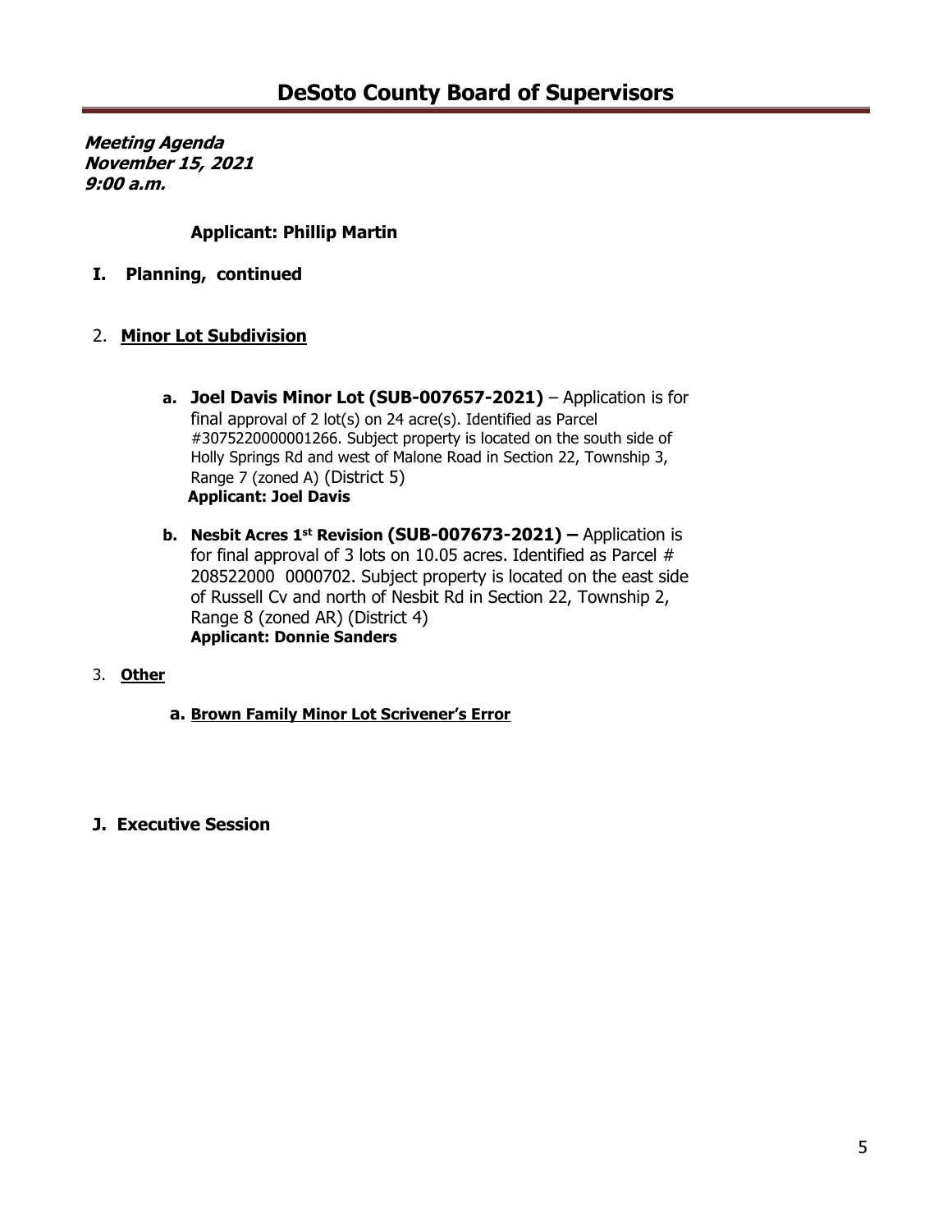# DeSoto County Board of Supervisors

***Meeting Agenda***
***November 15, 2021***
***9:00 a.m.***

**Applicant: Phillip Martin**

## I. Planning, continued

### 2. Minor Lot Subdivision

- **a. Joel Davis Minor Lot (SUB-007657-2021)** – Application is for final approval of 2 lot(s) on 24 acre(s). Identified as Parcel #3075220000001266. Subject property is located on the south side of Holly Springs Rd and west of Malone Road in Section 22, Township 3, Range 7 (zoned A) (District 5)
  **Applicant: Joel Davis**

- **b. Nesbit Acres 1st Revision (SUB-007673-2021) –** Application is for final approval of 3 lots on 10.05 acres. Identified as Parcel # 208522000 0000702. Subject property is located on the east side of Russell Cv and north of Nesbit Rd in Section 22, Township 2, Range 8 (zoned AR) (District 4)
  **Applicant: Donnie Sanders**

### 3. Other

- **a. Brown Family Minor Lot Scrivener's Error**

## J. Executive Session